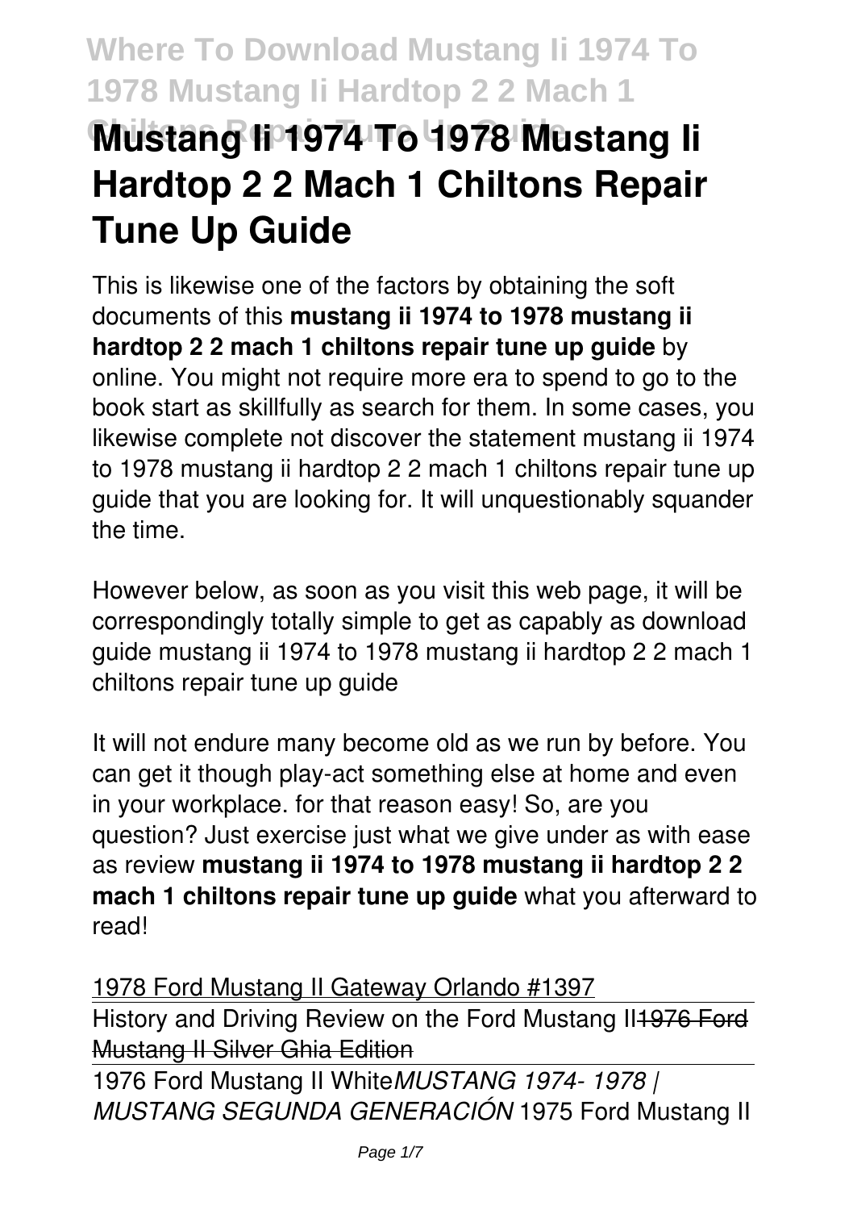# Mustang Ii 1974 To 1978 Mustang Ii Hardtop 2 2 Mach 1 Chiltons Repair Tune Up Guide

This is likewise one of the factors by obtaining the soft documents of this **mustang ii 1974 to 1978 mustang ii hardtop 2 2 mach 1 chiltons repair tune up guide** by online. You might not require more era to spend to go to the book start as skillfully as search for them. In some cases, you likewise complete not discover the statement mustang ii 1974 to 1978 mustang ii hardtop 2 2 mach 1 chiltons repair tune up guide that you are looking for. It will unquestionably squander the time.

However below, as soon as you visit this web page, it will be correspondingly totally simple to get as capably as download guide mustang ii 1974 to 1978 mustang ii hardtop 2 2 mach 1 chiltons repair tune up guide

It will not endure many become old as we run by before. You can get it though play-act something else at home and even in your workplace. for that reason easy! So, are you question? Just exercise just what we give under as with ease as review **mustang ii 1974 to 1978 mustang ii hardtop 2 2 mach 1 chiltons repair tune up guide** what you afterward to read!

1978 Ford Mustang II Gateway Orlando #1397

History and Driving Review on the Ford Mustang II ~~1976 Ford Mustang II Silver Ghia Edition~~

1976 Ford Mustang II White *MUSTANG 1974- 1978 | MUSTANG SEGUNDA GENERACIÓN* 1975 Ford Mustang II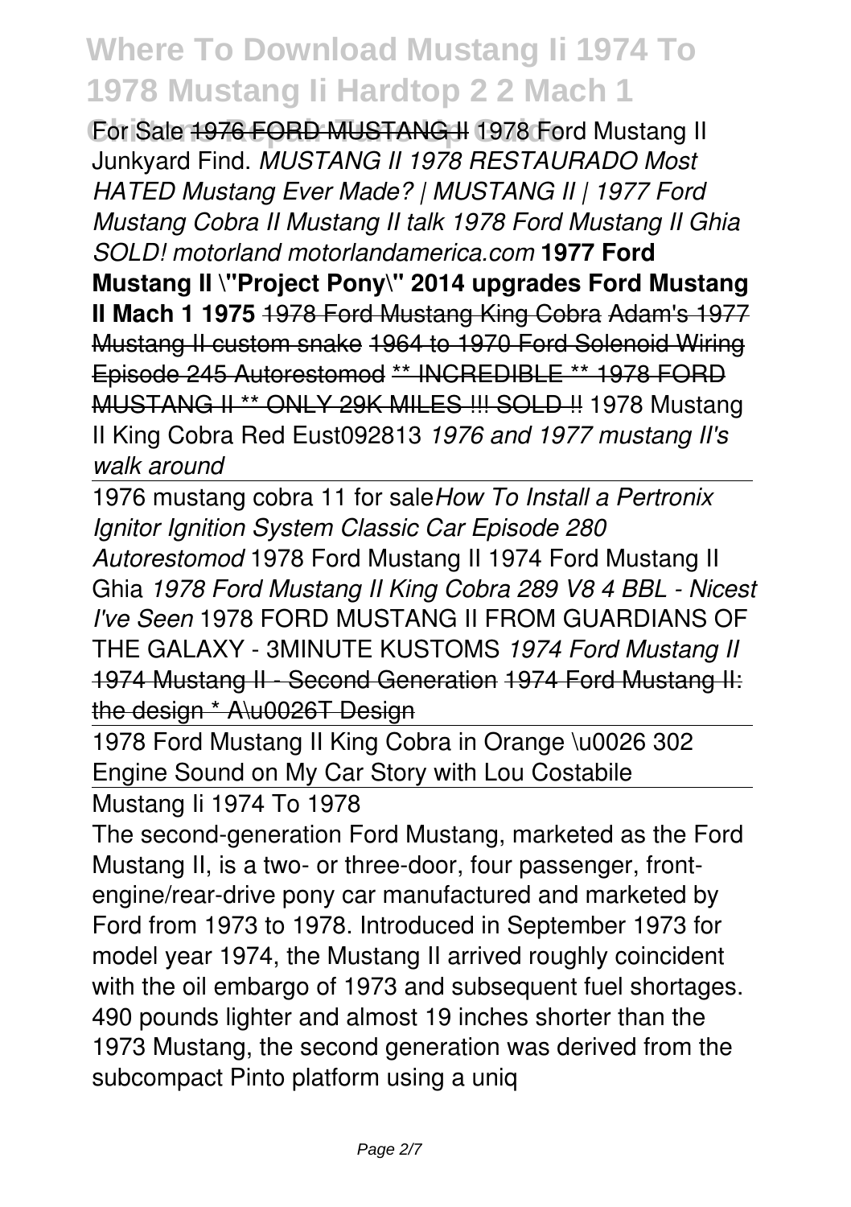For Sale ~~1976 FORD MUSTANG II~~ 1978 Ford Mustang II Junkyard Find. *MUSTANG II 1978 RESTAURADO Most HATED Mustang Ever Made? | MUSTANG II | 1977 Ford Mustang Cobra II Mustang II talk 1978 Ford Mustang II Ghia SOLD! motorland motorlandamerica.com* **1977 Ford Mustang II \"Project Pony\" 2014 upgrades Ford Mustang II Mach 1 1975** ~~1978 Ford Mustang King Cobra~~ ~~Adam's 1977 Mustang II custom snake~~ ~~1964 to 1970 Ford Solenoid Wiring Episode 245 Autorestomod~~ ~~** INCREDIBLE ** 1978 FORD MUSTANG II ** ONLY 29K MILES !!! SOLD !!~~ 1978 Mustang II King Cobra Red Eust092813 *1976 and 1977 mustang II's walk around*

1976 mustang cobra 11 for sale *How To Install a Pertronix Ignitor Ignition System Classic Car Episode 280 Autorestomod* 1978 Ford Mustang II 1974 Ford Mustang II Ghia *1978 Ford Mustang II King Cobra 289 V8 4 BBL - Nicest I've Seen* 1978 FORD MUSTANG II FROM GUARDIANS OF THE GALAXY - 3MINUTE KUSTOMS *1974 Ford Mustang II* ~~1974 Mustang II - Second Generation~~ ~~1974 Ford Mustang II: the design * A\u0026T Design~~

1978 Ford Mustang II King Cobra in Orange \u0026 302 Engine Sound on My Car Story with Lou Costabile

Mustang Ii 1974 To 1978

The second-generation Ford Mustang, marketed as the Ford Mustang II, is a two- or three-door, four passenger, front-engine/rear-drive pony car manufactured and marketed by Ford from 1973 to 1978. Introduced in September 1973 for model year 1974, the Mustang II arrived roughly coincident with the oil embargo of 1973 and subsequent fuel shortages. 490 pounds lighter and almost 19 inches shorter than the 1973 Mustang, the second generation was derived from the subcompact Pinto platform using a uniq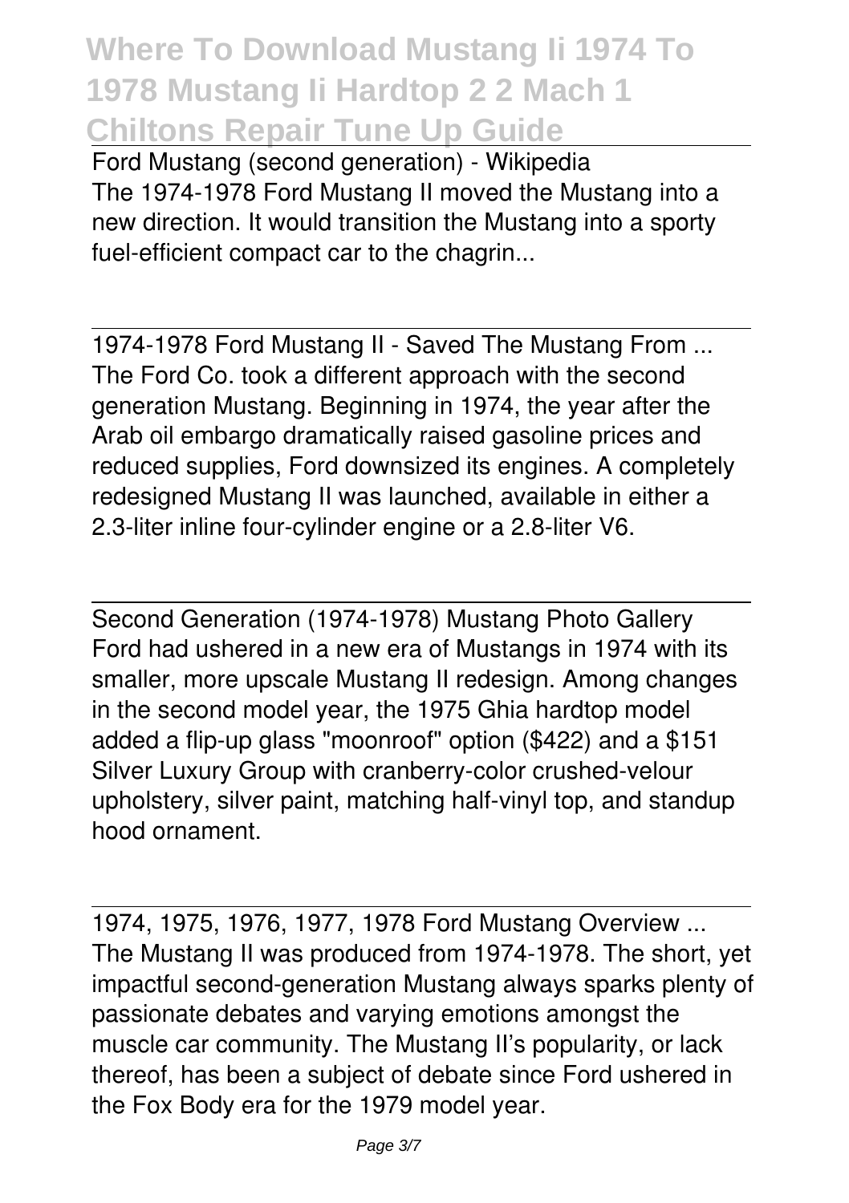Ford Mustang (second generation) - Wikipedia

The 1974-1978 Ford Mustang II moved the Mustang into a new direction. It would transition the Mustang into a sporty fuel-efficient compact car to the chagrin...

1974-1978 Ford Mustang II - Saved The Mustang From ...

The Ford Co. took a different approach with the second generation Mustang. Beginning in 1974, the year after the Arab oil embargo dramatically raised gasoline prices and reduced supplies, Ford downsized its engines. A completely redesigned Mustang II was launched, available in either a 2.3-liter inline four-cylinder engine or a 2.8-liter V6.

Second Generation (1974-1978) Mustang Photo Gallery

Ford had ushered in a new era of Mustangs in 1974 with its smaller, more upscale Mustang II redesign. Among changes in the second model year, the 1975 Ghia hardtop model added a flip-up glass "moonroof" option ($422) and a $151 Silver Luxury Group with cranberry-color crushed-velour upholstery, silver paint, matching half-vinyl top, and standup hood ornament.

1974, 1975, 1976, 1977, 1978 Ford Mustang Overview ...

The Mustang II was produced from 1974-1978. The short, yet impactful second-generation Mustang always sparks plenty of passionate debates and varying emotions amongst the muscle car community. The Mustang II's popularity, or lack thereof, has been a subject of debate since Ford ushered in the Fox Body era for the 1979 model year.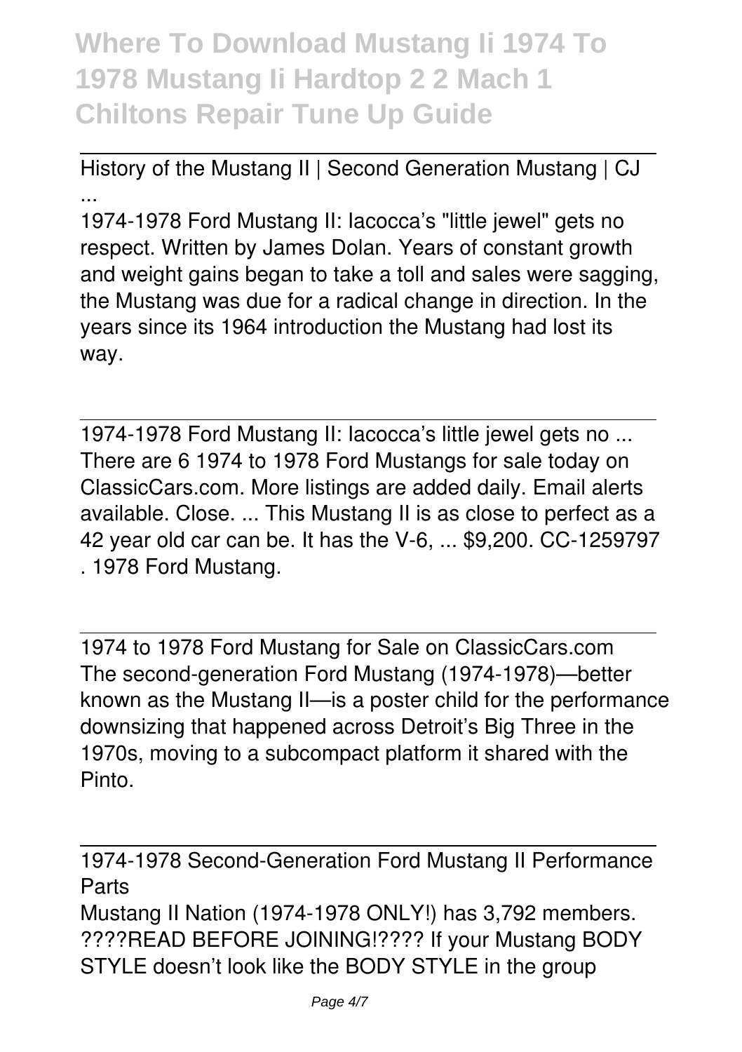# Where To Download Mustang Ii 1974 To 1978 Mustang Ii Hardtop 2 2 Mach 1 Chiltons Repair Tune Up Guide

History of the Mustang II | Second Generation Mustang | CJ ...

1974-1978 Ford Mustang II: Iacocca's "little jewel" gets no respect. Written by James Dolan. Years of constant growth and weight gains began to take a toll and sales were sagging, the Mustang was due for a radical change in direction. In the years since its 1964 introduction the Mustang had lost its way.

1974-1978 Ford Mustang II: Iacocca's little jewel gets no ...

There are 6 1974 to 1978 Ford Mustangs for sale today on ClassicCars.com. More listings are added daily. Email alerts available. Close. ... This Mustang II is as close to perfect as a 42 year old car can be. It has the V-6, ... $9,200. CC-1259797 . 1978 Ford Mustang.

1974 to 1978 Ford Mustang for Sale on ClassicCars.com

The second-generation Ford Mustang (1974-1978)—better known as the Mustang II—is a poster child for the performance downsizing that happened across Detroit's Big Three in the 1970s, moving to a subcompact platform it shared with the Pinto.

1974-1978 Second-Generation Ford Mustang II Performance Parts

Mustang II Nation (1974-1978 ONLY!) has 3,792 members. ????READ BEFORE JOINING!???? If your Mustang BODY STYLE doesn't look like the BODY STYLE in the group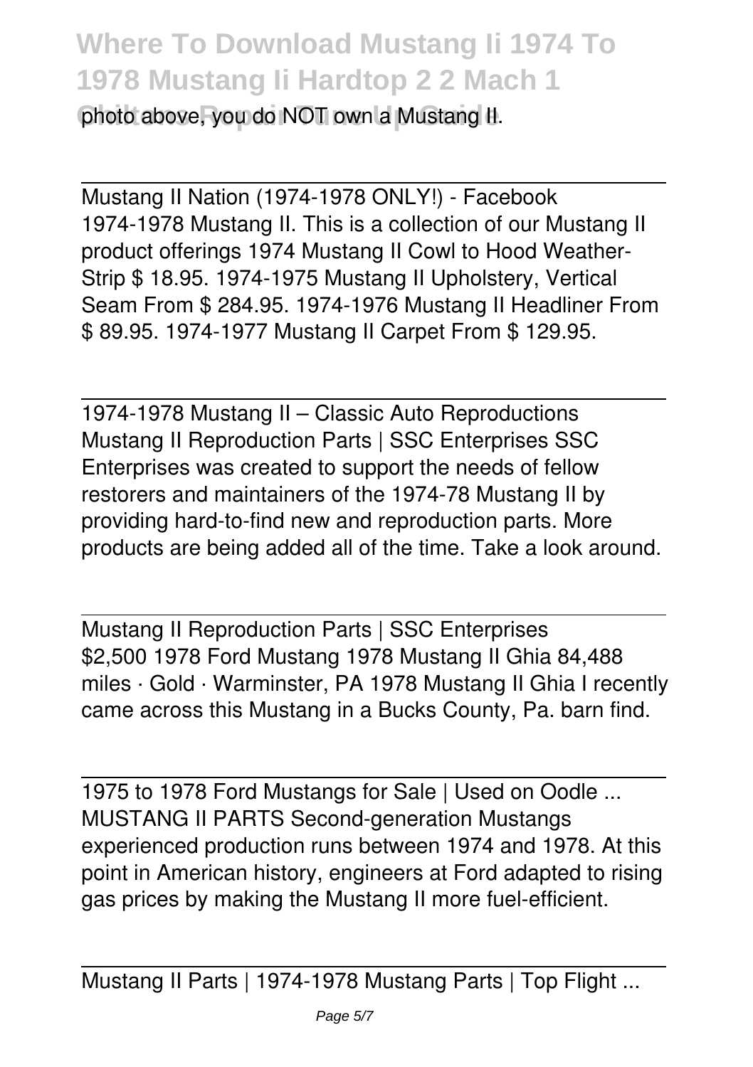photo above, you do NOT own a Mustang II.

Mustang II Nation (1974-1978 ONLY!) - Facebook
1974-1978 Mustang II. This is a collection of our Mustang II product offerings 1974 Mustang II Cowl to Hood Weather-Strip $ 18.95. 1974-1975 Mustang II Upholstery, Vertical Seam From $ 284.95. 1974-1976 Mustang II Headliner From $ 89.95. 1974-1977 Mustang II Carpet From $ 129.95.

1974-1978 Mustang II – Classic Auto Reproductions
Mustang II Reproduction Parts | SSC Enterprises SSC Enterprises was created to support the needs of fellow restorers and maintainers of the 1974-78 Mustang II by providing hard-to-find new and reproduction parts. More products are being added all of the time. Take a look around.

Mustang II Reproduction Parts | SSC Enterprises
$2,500 1978 Ford Mustang 1978 Mustang II Ghia 84,488 miles · Gold · Warminster, PA 1978 Mustang II Ghia I recently came across this Mustang in a Bucks County, Pa. barn find.

1975 to 1978 Ford Mustangs for Sale | Used on Oodle ...
MUSTANG II PARTS Second-generation Mustangs experienced production runs between 1974 and 1978. At this point in American history, engineers at Ford adapted to rising gas prices by making the Mustang II more fuel-efficient.

Mustang II Parts | 1974-1978 Mustang Parts | Top Flight ...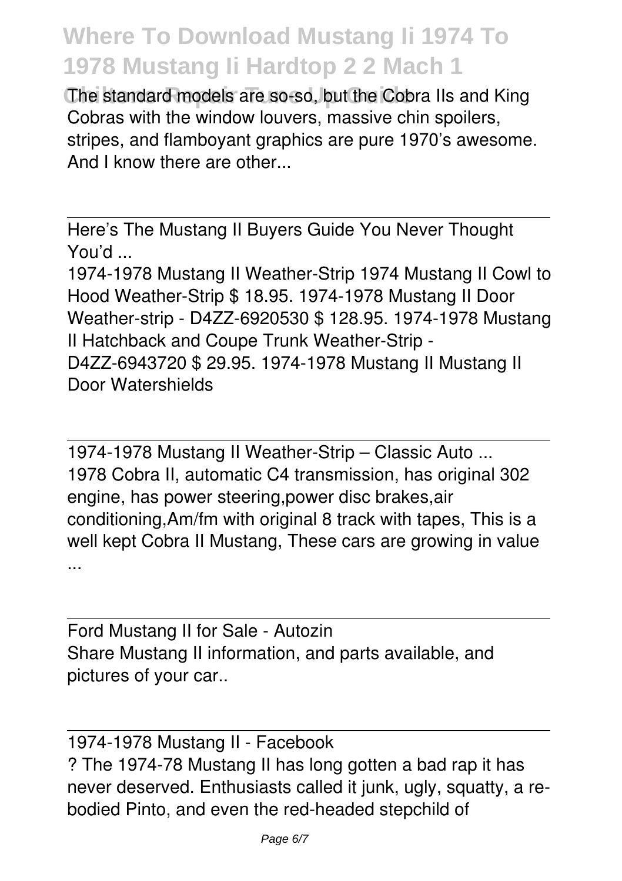The standard models are so-so, but the Cobra IIs and King Cobras with the window louvers, massive chin spoilers, stripes, and flamboyant graphics are pure 1970's awesome. And I know there are other...

Here's The Mustang II Buyers Guide You Never Thought You'd ...

1974-1978 Mustang II Weather-Strip 1974 Mustang II Cowl to Hood Weather-Strip $ 18.95. 1974-1978 Mustang II Door Weather-strip - D4ZZ-6920530 $ 128.95. 1974-1978 Mustang II Hatchback and Coupe Trunk Weather-Strip - D4ZZ-6943720 $ 29.95. 1974-1978 Mustang II Mustang II Door Watershields

1974-1978 Mustang II Weather-Strip – Classic Auto ...

1978 Cobra II, automatic C4 transmission, has original 302 engine, has power steering,power disc brakes,air conditioning,Am/fm with original 8 track with tapes, This is a well kept Cobra II Mustang, These cars are growing in value ...

Ford Mustang II for Sale - Autozin

Share Mustang II information, and parts available, and pictures of your car..

1974-1978 Mustang II - Facebook

? The 1974-78 Mustang II has long gotten a bad rap it has never deserved. Enthusiasts called it junk, ugly, squatty, a re-bodied Pinto, and even the red-headed stepchild of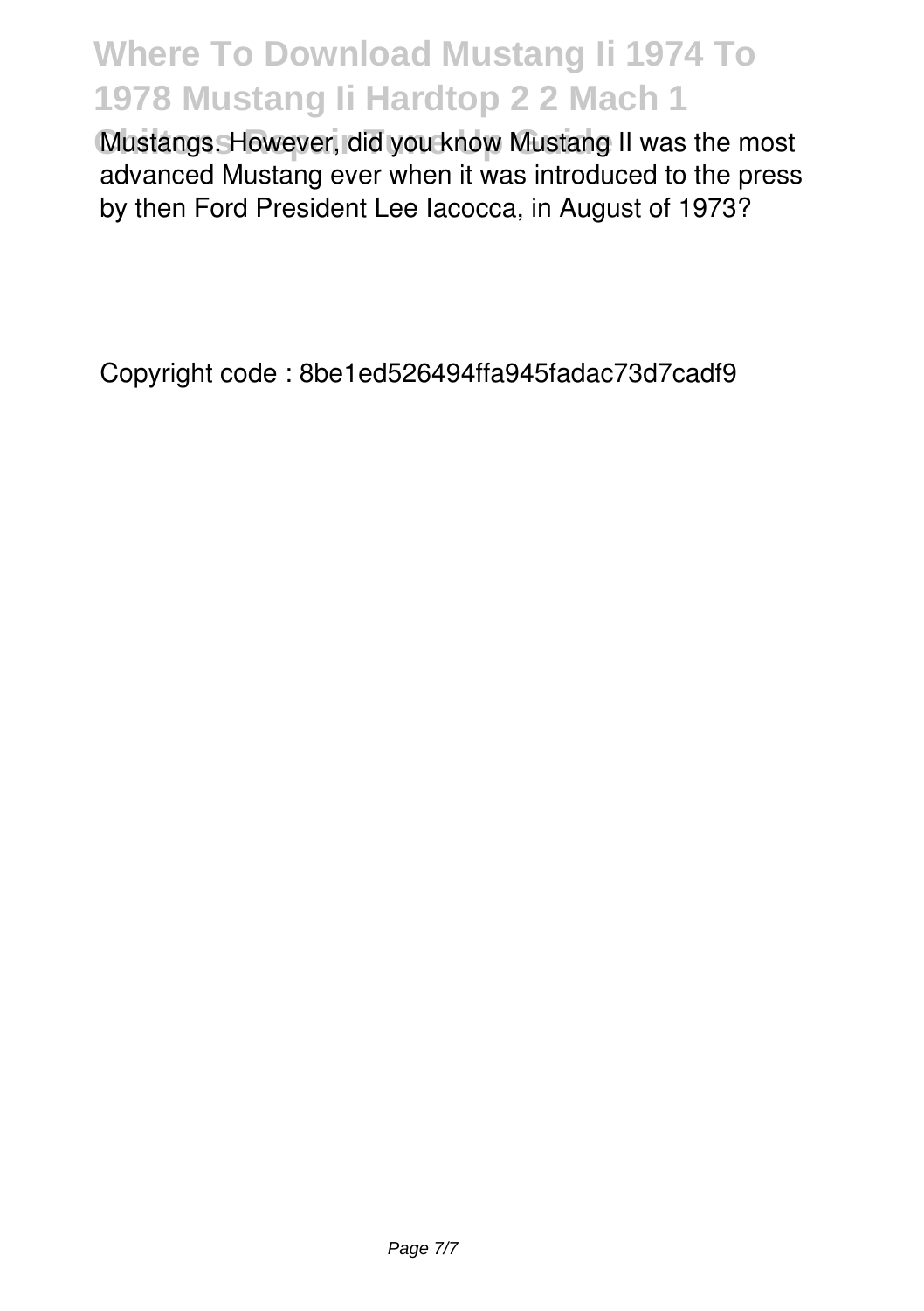Mustangs. However, did you know Mustang II was the most advanced Mustang ever when it was introduced to the press by then Ford President Lee Iacocca, in August of 1973?

Copyright code : 8be1ed526494ffa945fadac73d7cadf9